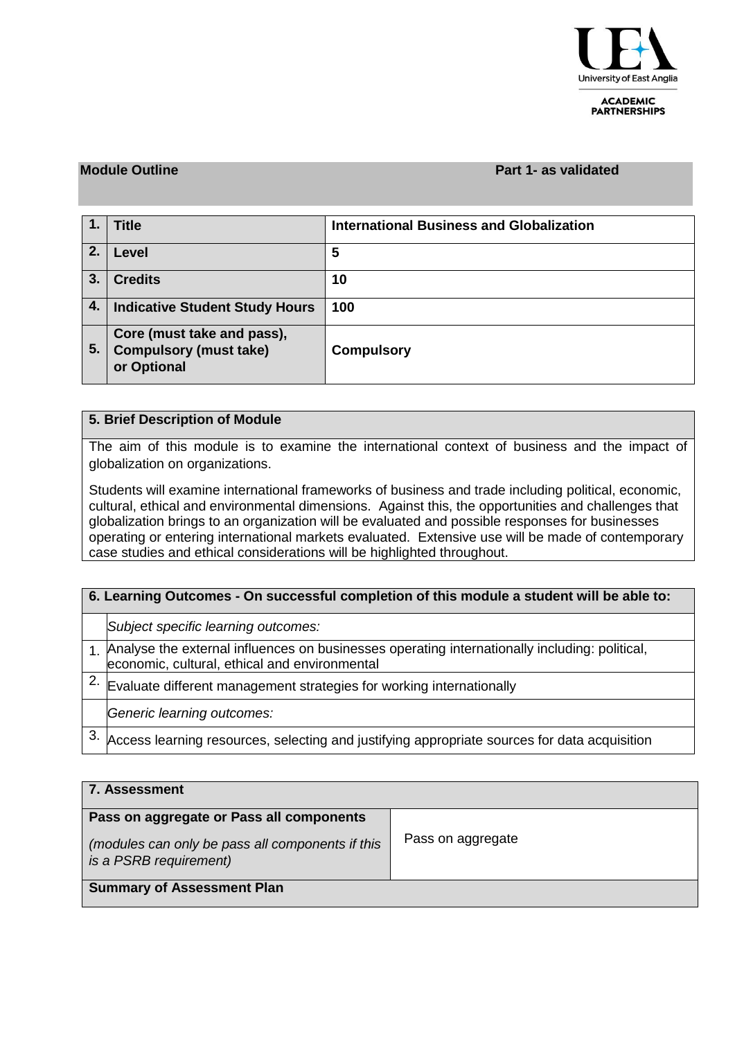**Module Outline** | **Part 1- as validated**

| | | |
|---|---|---|
| **1.** | **Title** | **International Business and Globalization** |
| **2.** | **Level** | **5** |
| **3.** | **Credits** | **10** |
| **4.** | **Indicative Student Study Hours** | **100** |
| **5.** | **Core (must take and pass), Compulsory (must take) or Optional** | **Compulsory** |

**5. Brief Description of Module**

The aim of this module is to examine the international context of business and the impact of globalization on organizations.

Students will examine international frameworks of business and trade including political, economic, cultural, ethical and environmental dimensions. Against this, the opportunities and challenges that globalization brings to an organization will be evaluated and possible responses for businesses operating or entering international markets evaluated. Extensive use will be made of contemporary case studies and ethical considerations will be highlighted throughout.

**6. Learning Outcomes - On successful completion of this module a student will be able to:**

| | |
|---|---|
| | *Subject specific learning outcomes:* |
| 1. | Analyse the external influences on businesses operating internationally including: political, economic, cultural, ethical and environmental |
| 2. | Evaluate different management strategies for working internationally |
| | *Generic learning outcomes:* |
| 3. | Access learning resources, selecting and justifying appropriate sources for data acquisition |

**7. Assessment**

| | |
|---|---|
| **Pass on aggregate or Pass all components** *(modules can only be pass all components if this is a PSRB requirement)* | Pass on aggregate |

**Summary of Assessment Plan**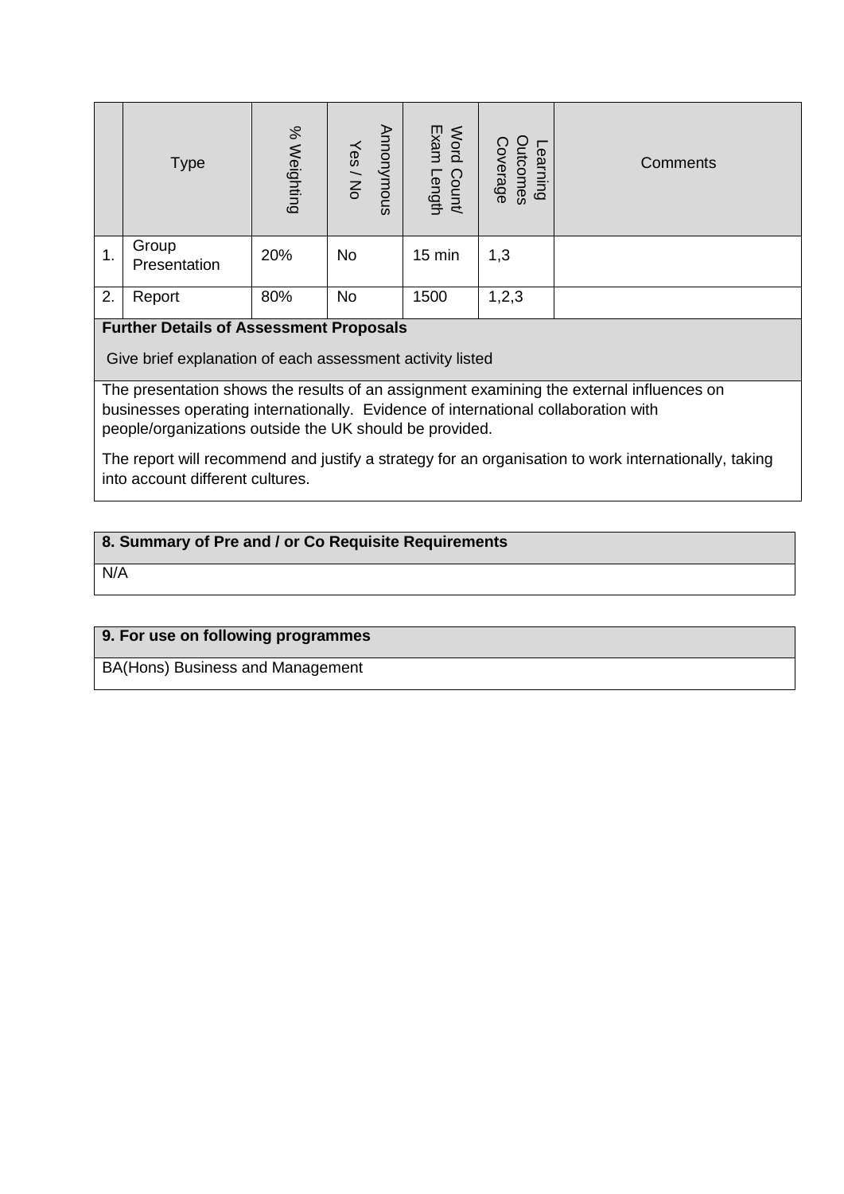| | Type | % Weighting | Annonymous Yes / No | Word Count/ Exam Length | Learning Outcomes Coverage | Comments |
|---|---|---|---|---|---|---|
| 1. | Group Presentation | 20% | No | 15 min | 1,3 | |
| 2. | Report | 80% | No | 1500 | 1,2,3 | |

**Further Details of Assessment Proposals**

Give brief explanation of each assessment activity listed

The presentation shows the results of an assignment examining the external influences on businesses operating internationally. Evidence of international collaboration with people/organizations outside the UK should be provided.

The report will recommend and justify a strategy for an organisation to work internationally, taking into account different cultures.

**8. Summary of Pre and / or Co Requisite Requirements**

N/A

**9. For use on following programmes**

BA(Hons) Business and Management